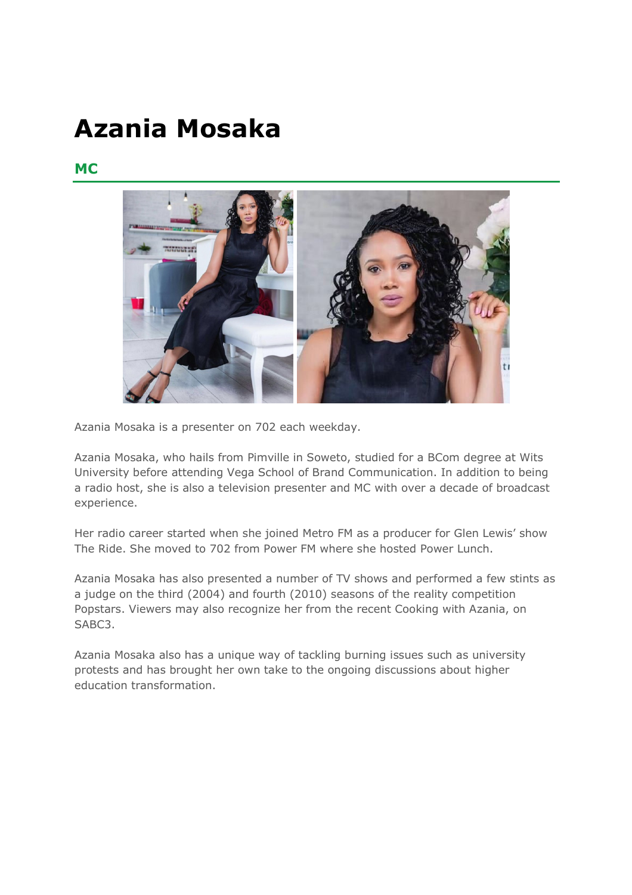# Azania Mosaka

## MC

Azania Mosaka is a presenter on 702 each weekday.

Azania Mosaka, who hails from Pimville in Soweto, studied for a BCom degree at Wits University before attending Vega School of Brand Communication. In addition to being a radio host, she is also a television presenter and MC with over a decade of broadcast experience.

Her radio career started when she joined Metro FM as a producer for Glen Lewis' show The Ride. She moved to 702 from Power FM where she hosted Power Lunch.

Azania Mosaka has also presented a number of TV shows and performed a few stints as a judge on the third (2004) and fourth (2010) seasons of the reality competition Popstars. Viewers may also recognize her from the recent Cooking with Azania, on SABC3.

Azania Mosaka also has a unique way of tackling burning issues such as university protests and has brought her own take to the ongoing discussions about higher education transformation.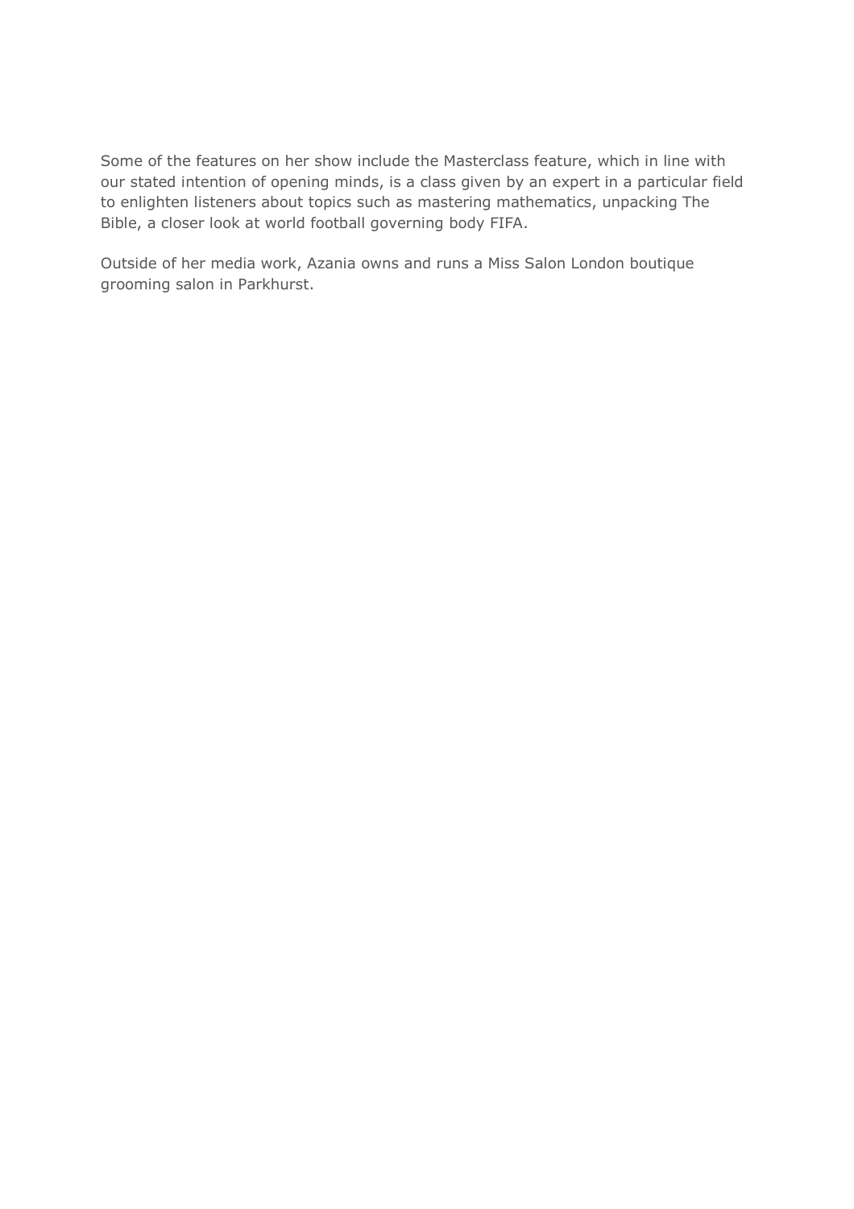Some of the features on her show include the Masterclass feature, which in line with our stated intention of opening minds, is a class given by an expert in a particular field to enlighten listeners about topics such as mastering mathematics, unpacking The Bible, a closer look at world football governing body FIFA.

Outside of her media work, Azania owns and runs a Miss Salon London boutique grooming salon in Parkhurst.